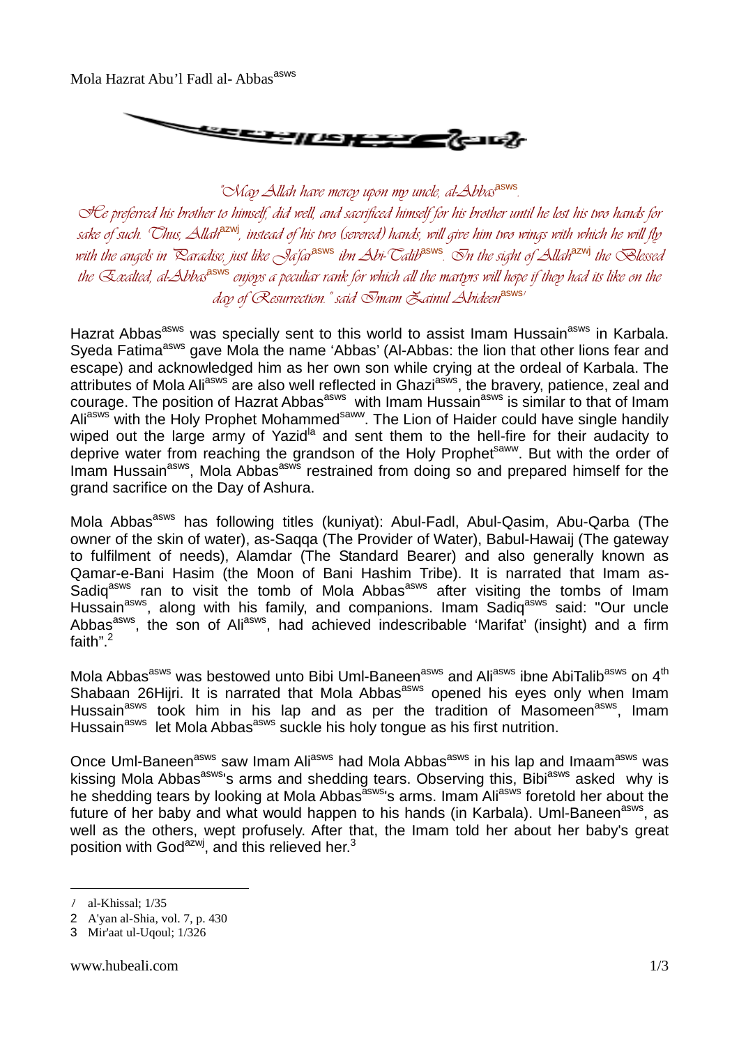# Mola Hazrat Abu'l Fadl al- Abbas[asws]

*"May Allah have mercy upon my uncle, al-Abbas[asws].*
*He preferred his brother to himself, did well, and sacrificed himself for his brother until he lost his two hands for sake of such. Thus, Allah[azwj], instead of his two (severed) hands, will give him two wings with which he will fly with the angels in Paradise, just like Ja'far[asws] ibn Abi-Talib[asws]. In the sight of Allah[azwj] the Blessed the Exalted, al-Abbas[asws] enjoys a peculiar rank for which all the martyrs will hope if they had its like on the day of Resurrection." said Imam Zainul Abideen[asws1]*

Hazrat Abbas[asws] was specially sent to this world to assist Imam Hussain[asws] in Karbala. Syeda Fatima[asws] gave Mola the name 'Abbas' (Al-Abbas: the lion that other lions fear and escape) and acknowledged him as her own son while crying at the ordeal of Karbala. The attributes of Mola Ali[asws] are also well reflected in Ghazi[asws], the bravery, patience, zeal and courage. The position of Hazrat Abbas[asws] with Imam Hussain[asws] is similar to that of Imam Ali[asws] with the Holy Prophet Mohammed[saww]. The Lion of Haider could have single handily wiped out the large army of Yazid[la] and sent them to the hell-fire for their audacity to deprive water from reaching the grandson of the Holy Prophet[saww]. But with the order of Imam Hussain[asws], Mola Abbas[asws] restrained from doing so and prepared himself for the grand sacrifice on the Day of Ashura.

Mola Abbas[asws] has following titles (kuniyat): Abul-Fadl, Abul-Qasim, Abu-Qarba (The owner of the skin of water), as-Saqqa (The Provider of Water), Babul-Hawaij (The gateway to fulfilment of needs), Alamdar (The Standard Bearer) and also generally known as Qamar-e-Bani Hasim (the Moon of Bani Hashim Tribe). It is narrated that Imam as-Sadiq[asws] ran to visit the tomb of Mola Abbas[asws] after visiting the tombs of Imam Hussain[asws], along with his family, and companions. Imam Sadiq[asws] said: "Our uncle Abbas[asws], the son of Ali[asws], had achieved indescribable 'Marifat' (insight) and a firm faith".[2]

Mola Abbas[asws] was bestowed unto Bibi Uml-Baneen[asws] and Ali[asws] ibne AbiTalib[asws] on 4th Shabaan 26Hijri. It is narrated that Mola Abbas[asws] opened his eyes only when Imam Hussain[asws] took him in his lap and as per the tradition of Masomeen[asws], Imam Hussain[asws] let Mola Abbas[asws] suckle his holy tongue as his first nutrition.

Once Uml-Baneen[asws] saw Imam Ali[asws] had Mola Abbas[asws] in his lap and Imaam[asws] was kissing Mola Abbas[asws]'s arms and shedding tears. Observing this, Bibi[asws] asked why is he shedding tears by looking at Mola Abbas[asws]'s arms. Imam Ali[asws] foretold her about the future of her baby and what would happen to his hands (in Karbala). Uml-Baneen[asws], as well as the others, wept profusely. After that, the Imam told her about her baby's great position with God[azwj], and this relieved her.[3]

---

1 al-Khissal; 1/35
2 A'yan al-Shia, vol. 7, p. 430
3 Mir'aat ul-Uqoul; 1/326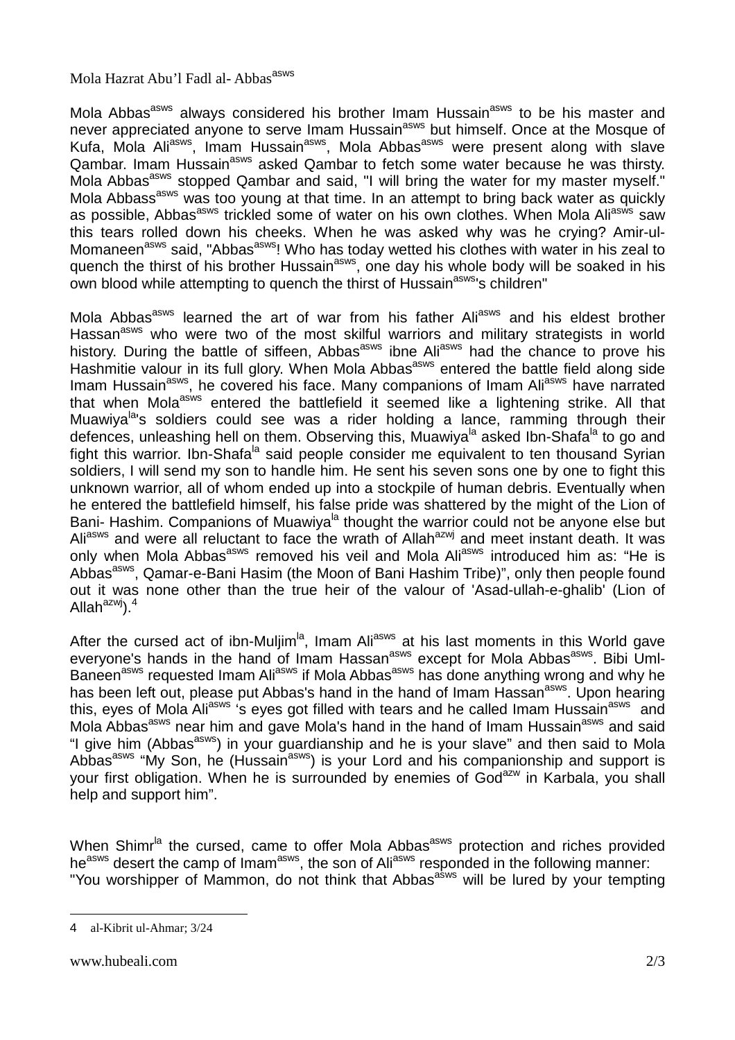Mola Hazrat Abu'l Fadl al- Abbas[asws]

Mola Abbas[asws] always considered his brother Imam Hussain[asws] to be his master and never appreciated anyone to serve Imam Hussain[asws] but himself. Once at the Mosque of Kufa, Mola Ali[asws], Imam Hussain[asws], Mola Abbas[asws] were present along with slave Qambar. Imam Hussain[asws] asked Qambar to fetch some water because he was thirsty. Mola Abbas[asws] stopped Qambar and said, "I will bring the water for my master myself." Mola Abbass[asws] was too young at that time. In an attempt to bring back water as quickly as possible, Abbas[asws] trickled some of water on his own clothes. When Mola Ali[asws] saw this tears rolled down his cheeks. When he was asked why was he crying? Amir-ul-Momaneen[asws] said, "Abbas[asws]! Who has today wetted his clothes with water in his zeal to quench the thirst of his brother Hussain[asws], one day his whole body will be soaked in his own blood while attempting to quench the thirst of Hussain[asws]'s children"

Mola Abbas[asws] learned the art of war from his father Ali[asws] and his eldest brother Hassan[asws] who were two of the most skilful warriors and military strategists in world history. During the battle of siffeen, Abbas[asws] ibne Ali[asws] had the chance to prove his Hashmitie valour in its full glory. When Mola Abbas[asws] entered the battle field along side Imam Hussain[asws], he covered his face. Many companions of Imam Ali[asws] have narrated that when Mola[asws] entered the battlefield it seemed like a lightening strike. All that Muawiya[la]'s soldiers could see was a rider holding a lance, ramming through their defences, unleashing hell on them. Observing this, Muawiya[la] asked Ibn-Shafa[la] to go and fight this warrior. Ibn-Shafa[la] said people consider me equivalent to ten thousand Syrian soldiers, I will send my son to handle him. He sent his seven sons one by one to fight this unknown warrior, all of whom ended up into a stockpile of human debris. Eventually when he entered the battlefield himself, his false pride was shattered by the might of the Lion of Bani- Hashim. Companions of Muawiya[la] thought the warrior could not be anyone else but Ali[asws] and were all reluctant to face the wrath of Allah[azwj] and meet instant death. It was only when Mola Abbas[asws] removed his veil and Mola Ali[asws] introduced him as: "He is Abbas[asws], Qamar-e-Bani Hasim (the Moon of Bani Hashim Tribe)", only then people found out it was none other than the true heir of the valour of 'Asad-ullah-e-ghalib' (Lion of Allah[azwj]).[4]

After the cursed act of ibn-Muljim[la], Imam Ali[asws] at his last moments in this World gave everyone's hands in the hand of Imam Hassan[asws] except for Mola Abbas[asws]. Bibi Uml-Baneen[asws] requested Imam Ali[asws] if Mola Abbas[asws] has done anything wrong and why he has been left out, please put Abbas's hand in the hand of Imam Hassan[asws]. Upon hearing this, eyes of Mola Ali[asws] 's eyes got filled with tears and he called Imam Hussain[asws] and Mola Abbas[asws] near him and gave Mola's hand in the hand of Imam Hussain[asws] and said "I give him (Abbas[asws]) in your guardianship and he is your slave" and then said to Mola Abbas[asws] "My Son, he (Hussain[asws]) is your Lord and his companionship and support is your first obligation. When he is surrounded by enemies of God[azw] in Karbala, you shall help and support him".

When Shimr[la] the cursed, came to offer Mola Abbas[asws] protection and riches provided he[asws] desert the camp of Imam[asws], the son of Ali[asws] responded in the following manner:
"You worshipper of Mammon, do not think that Abbas[asws] will be lured by your tempting

---

4 al-Kibrit ul-Ahmar; 3/24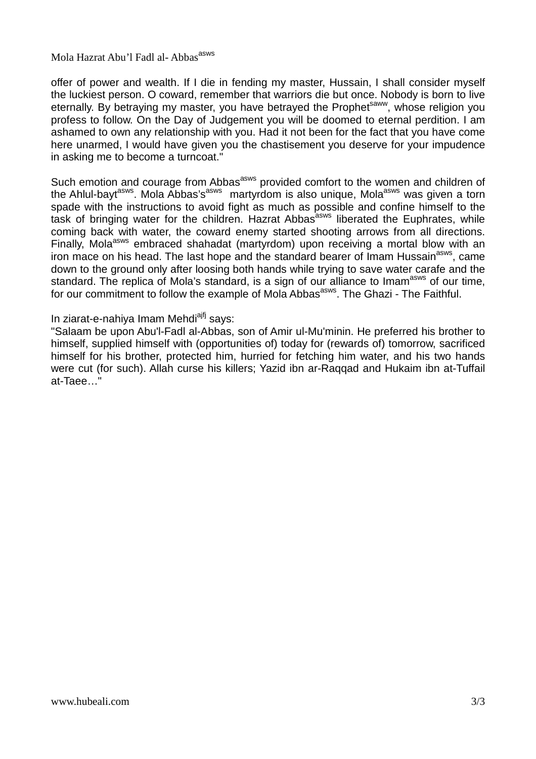offer of power and wealth. If I die in fending my master, Hussain, I shall consider myself the luckiest person. O coward, remember that warriors die but once. Nobody is born to live eternally. By betraying my master, you have betrayed the Prophet[saww], whose religion you profess to follow. On the Day of Judgement you will be doomed to eternal perdition. I am ashamed to own any relationship with you. Had it not been for the fact that you have come here unarmed, I would have given you the chastisement you deserve for your impudence in asking me to become a turncoat."

Such emotion and courage from Abbas[asws] provided comfort to the women and children of the Ahlul-bayt[asws]. Mola Abbas's[asws] martyrdom is also unique, Mola[asws] was given a torn spade with the instructions to avoid fight as much as possible and confine himself to the task of bringing water for the children. Hazrat Abbas[asws] liberated the Euphrates, while coming back with water, the coward enemy started shooting arrows from all directions. Finally, Mola[asws] embraced shahadat (martyrdom) upon receiving a mortal blow with an iron mace on his head. The last hope and the standard bearer of Imam Hussain[asws], came down to the ground only after loosing both hands while trying to save water carafe and the standard. The replica of Mola's standard, is a sign of our alliance to Imam[asws] of our time, for our commitment to follow the example of Mola Abbas[asws]. The Ghazi - The Faithful.

In ziarat-e-nahiya Imam Mehdi[ajfj] says:
"Salaam be upon Abu'l-Fadl al-Abbas, son of Amir ul-Mu'minin. He preferred his brother to himself, supplied himself with (opportunities of) today for (rewards of) tomorrow, sacrificed himself for his brother, protected him, hurried for fetching him water, and his two hands were cut (for such). Allah curse his killers; Yazid ibn ar-Raqqad and Hukaim ibn at-Tuffail at-Taee…"